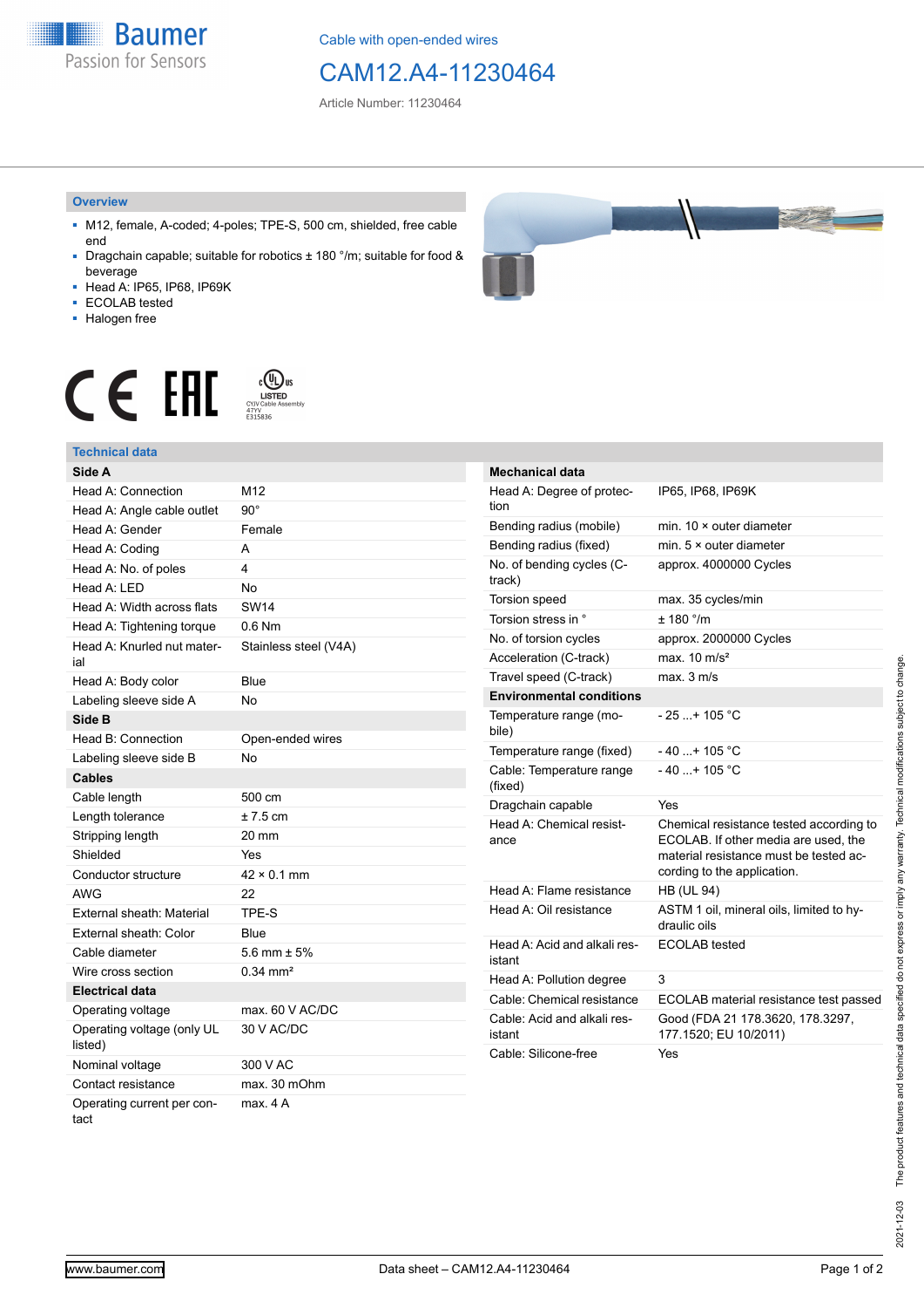Cable with open-ended wires

# CAM12.A4-11230464

Article Number: 11230464

## Overview

- M12, female, A-coded; 4-poles; TPE-S, 500 cm, shielded, free cable end
- Dragchain capable; suitable for robotics ± 180 °/m; suitable for food & beverage
- Head A: IP65, IP68, IP69K
- ECOLAB tested
- Halogen free

## Technical data

| Side A | |
|---|---|
| Head A: Connection | M12 |
| Head A: Angle cable outlet | 90° |
| Head A: Gender | Female |
| Head A: Coding | A |
| Head A: No. of poles | 4 |
| Head A: LED | No |
| Head A: Width across flats | SW14 |
| Head A: Tightening torque | 0.6 Nm |
| Head A: Knurled nut material | Stainless steel (V4A) |
| Head A: Body color | Blue |
| Labeling sleeve side A | No |
| **Side B** | |
| Head B: Connection | Open-ended wires |
| Labeling sleeve side B | No |
| **Cables** | |
| Cable length | 500 cm |
| Length tolerance | ± 7.5 cm |
| Stripping length | 20 mm |
| Shielded | Yes |
| Conductor structure | 42 × 0.1 mm |
| AWG | 22 |
| External sheath: Material | TPE-S |
| External sheath: Color | Blue |
| Cable diameter | 5.6 mm ± 5% |
| Wire cross section | 0.34 mm² |
| **Electrical data** | |
| Operating voltage | max. 60 V AC/DC |
| Operating voltage (only UL listed) | 30 V AC/DC |
| Nominal voltage | 300 V AC |
| Contact resistance | max. 30 mOhm |
| Operating current per contact | max. 4 A |

| Mechanical data | |
|---|---|
| Head A: Degree of protection | IP65, IP68, IP69K |
| Bending radius (mobile) | min. 10 × outer diameter |
| Bending radius (fixed) | min. 5 × outer diameter |
| No. of bending cycles (C-track) | approx. 4000000 Cycles |
| Torsion speed | max. 35 cycles/min |
| Torsion stress in ° | ± 180 °/m |
| No. of torsion cycles | approx. 2000000 Cycles |
| Acceleration (C-track) | max. 10 m/s² |
| Travel speed (C-track) | max. 3 m/s |
| **Environmental conditions** | |
| Temperature range (mobile) | - 25 ...+ 105 °C |
| Temperature range (fixed) | - 40 ...+ 105 °C |
| Cable: Temperature range (fixed) | - 40 ...+ 105 °C |
| Dragchain capable | Yes |
| Head A: Chemical resistance | Chemical resistance tested according to ECOLAB. If other media are used, the material resistance must be tested according to the application. |
| Head A: Flame resistance | HB (UL 94) |
| Head A: Oil resistance | ASTM 1 oil, mineral oils, limited to hydraulic oils |
| Head A: Acid and alkali resistant | ECOLAB tested |
| Head A: Pollution degree | 3 |
| Cable: Chemical resistance | ECOLAB material resistance test passed |
| Cable: Acid and alkali resistant | Good (FDA 21 178.3620, 178.3297, 177.1520; EU 10/2011) |
| Cable: Silicone-free | Yes |

2021-12-03 The product features and technical data specified do not express or imply any warranty. Technical modifications subject to change.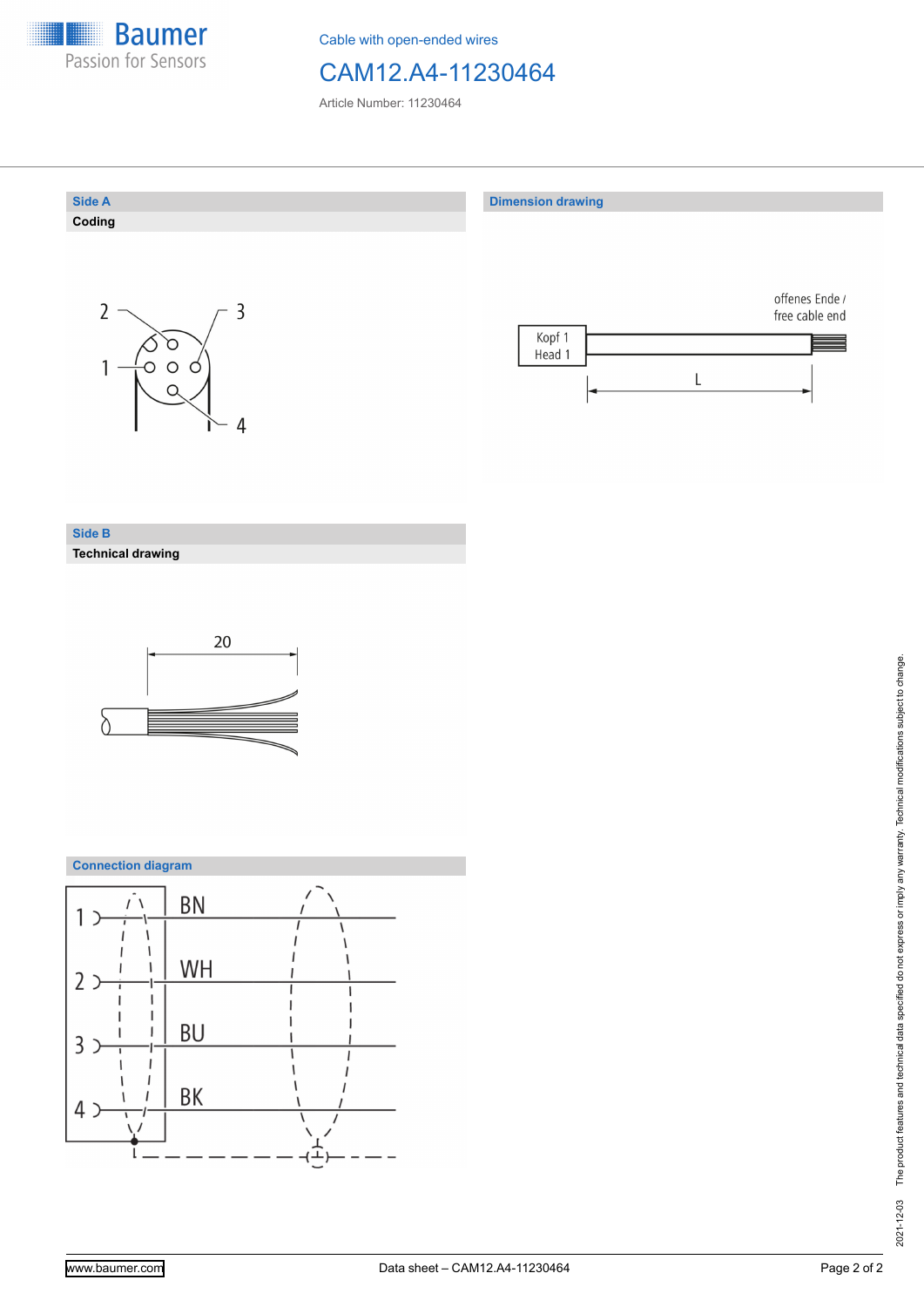Cable with open-ended wires

# CAM12.A4-11230464

Article Number: 11230464

## Side A

**Coding**

2
3
1
4

## Dimension drawing

offenes Ende / free cable end

Kopf 1
Head 1

L

## Side B

**Technical drawing**

20

## Connection diagram

1 BN
2 WH
3 BU
4 BK

The product features and technical data specified do not express or imply any warranty. Technical modifications subject to change.

2021-12-03